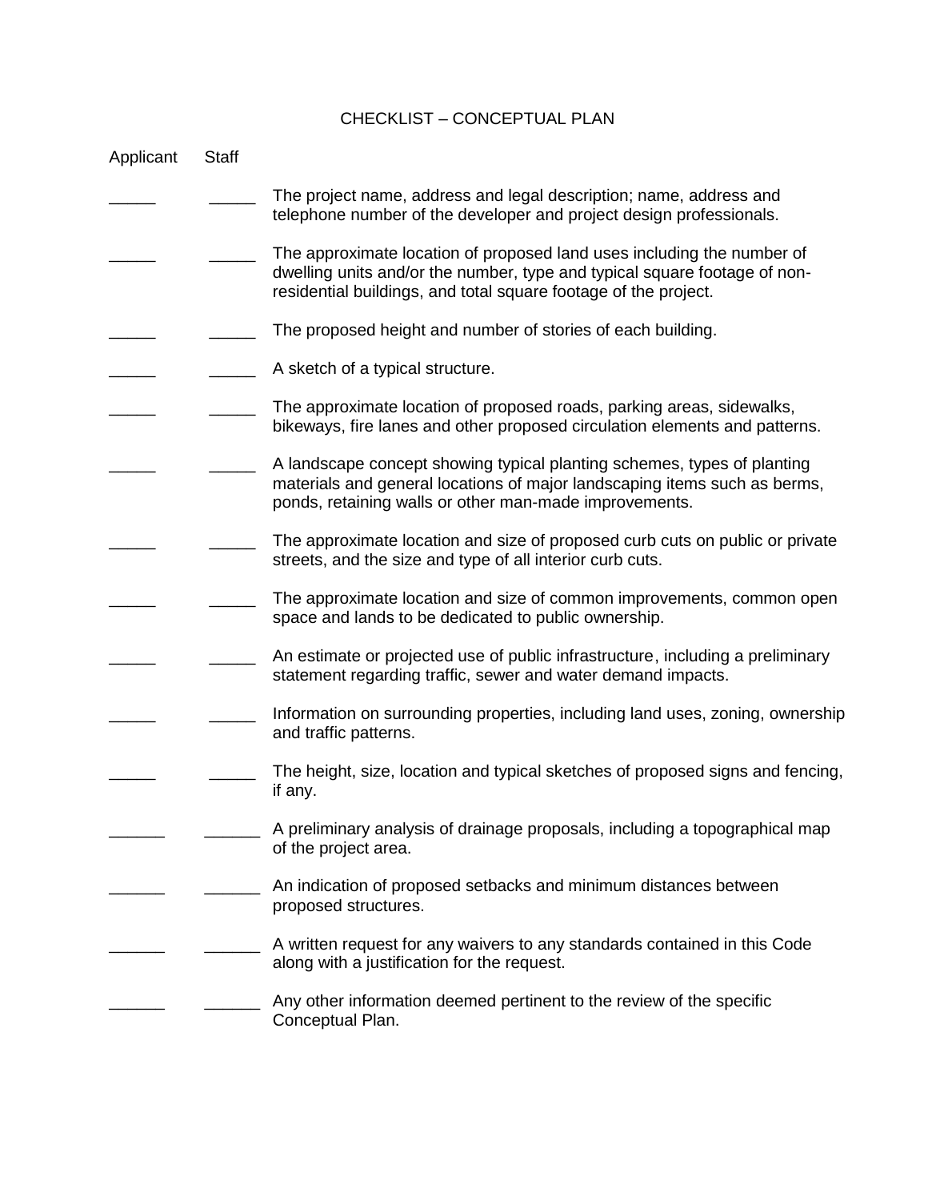# CHECKLIST – CONCEPTUAL PLAN

| Applicant | Staff | |
|---|---|---|
| _____ | _____ | The project name, address and legal description; name, address and telephone number of the developer and project design professionals. |
| _____ | _____ | The approximate location of proposed land uses including the number of dwelling units and/or the number, type and typical square footage of non-residential buildings, and total square footage of the project. |
| _____ | _____ | The proposed height and number of stories of each building. |
| _____ | _____ | A sketch of a typical structure. |
| _____ | _____ | The approximate location of proposed roads, parking areas, sidewalks, bikeways, fire lanes and other proposed circulation elements and patterns. |
| _____ | _____ | A landscape concept showing typical planting schemes, types of planting materials and general locations of major landscaping items such as berms, ponds, retaining walls or other man-made improvements. |
| _____ | _____ | The approximate location and size of proposed curb cuts on public or private streets, and the size and type of all interior curb cuts. |
| _____ | _____ | The approximate location and size of common improvements, common open space and lands to be dedicated to public ownership. |
| _____ | _____ | An estimate or projected use of public infrastructure, including a preliminary statement regarding traffic, sewer and water demand impacts. |
| _____ | _____ | Information on surrounding properties, including land uses, zoning, ownership and traffic patterns. |
| _____ | _____ | The height, size, location and typical sketches of proposed signs and fencing, if any. |
| ______ | ______ | A preliminary analysis of drainage proposals, including a topographical map of the project area. |
| ______ | ______ | An indication of proposed setbacks and minimum distances between proposed structures. |
| ______ | ______ | A written request for any waivers to any standards contained in this Code along with a justification for the request. |
| ______ | ______ | Any other information deemed pertinent to the review of the specific Conceptual Plan. |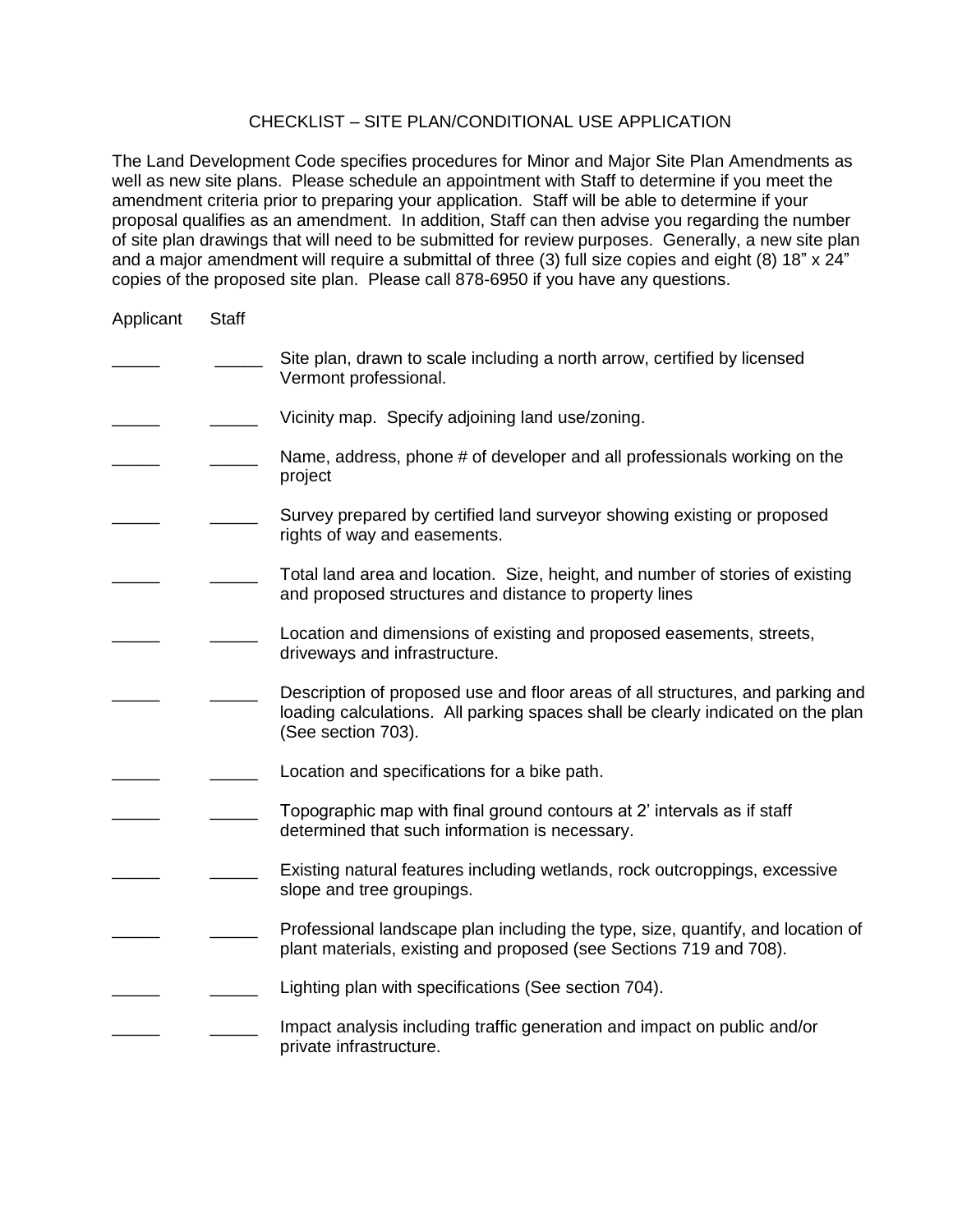# CHECKLIST – SITE PLAN/CONDITIONAL USE APPLICATION

The Land Development Code specifies procedures for Minor and Major Site Plan Amendments as well as new site plans. Please schedule an appointment with Staff to determine if you meet the amendment criteria prior to preparing your application. Staff will be able to determine if your proposal qualifies as an amendment. In addition, Staff can then advise you regarding the number of site plan drawings that will need to be submitted for review purposes. Generally, a new site plan and a major amendment will require a submittal of three (3) full size copies and eight (8) 18" x 24" copies of the proposed site plan. Please call 878-6950 if you have any questions.

| Applicant | Staff | |
|---|---|---|
| _____ | _____ | Site plan, drawn to scale including a north arrow, certified by licensed Vermont professional. |
| _____ | _____ | Vicinity map. Specify adjoining land use/zoning. |
| _____ | _____ | Name, address, phone # of developer and all professionals working on the project |
| _____ | _____ | Survey prepared by certified land surveyor showing existing or proposed rights of way and easements. |
| _____ | _____ | Total land area and location. Size, height, and number of stories of existing and proposed structures and distance to property lines |
| _____ | _____ | Location and dimensions of existing and proposed easements, streets, driveways and infrastructure. |
| _____ | _____ | Description of proposed use and floor areas of all structures, and parking and loading calculations. All parking spaces shall be clearly indicated on the plan (See section 703). |
| _____ | _____ | Location and specifications for a bike path. |
| _____ | _____ | Topographic map with final ground contours at 2' intervals as if staff determined that such information is necessary. |
| _____ | _____ | Existing natural features including wetlands, rock outcroppings, excessive slope and tree groupings. |
| _____ | _____ | Professional landscape plan including the type, size, quantify, and location of plant materials, existing and proposed (see Sections 719 and 708). |
| _____ | _____ | Lighting plan with specifications (See section 704). |
| _____ | _____ | Impact analysis including traffic generation and impact on public and/or private infrastructure. |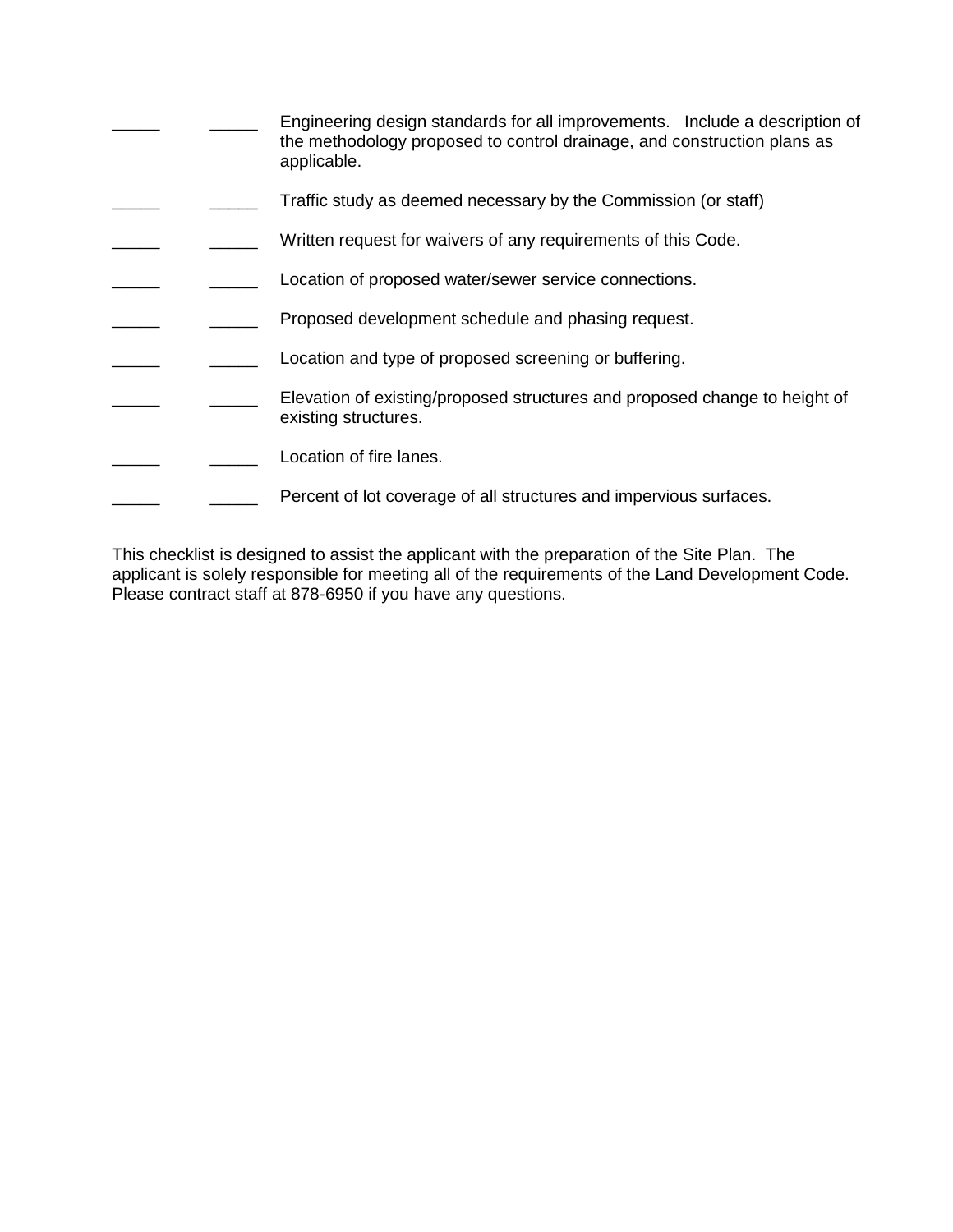| | | |
|---|---|---|
| _____ | _____ | Engineering design standards for all improvements. Include a description of the methodology proposed to control drainage, and construction plans as applicable. |
| _____ | _____ | Traffic study as deemed necessary by the Commission (or staff) |
| _____ | _____ | Written request for waivers of any requirements of this Code. |
| _____ | _____ | Location of proposed water/sewer service connections. |
| _____ | _____ | Proposed development schedule and phasing request. |
| _____ | _____ | Location and type of proposed screening or buffering. |
| _____ | _____ | Elevation of existing/proposed structures and proposed change to height of existing structures. |
| _____ | _____ | Location of fire lanes. |
| _____ | _____ | Percent of lot coverage of all structures and impervious surfaces. |

This checklist is designed to assist the applicant with the preparation of the Site Plan. The applicant is solely responsible for meeting all of the requirements of the Land Development Code. Please contract staff at 878-6950 if you have any questions.